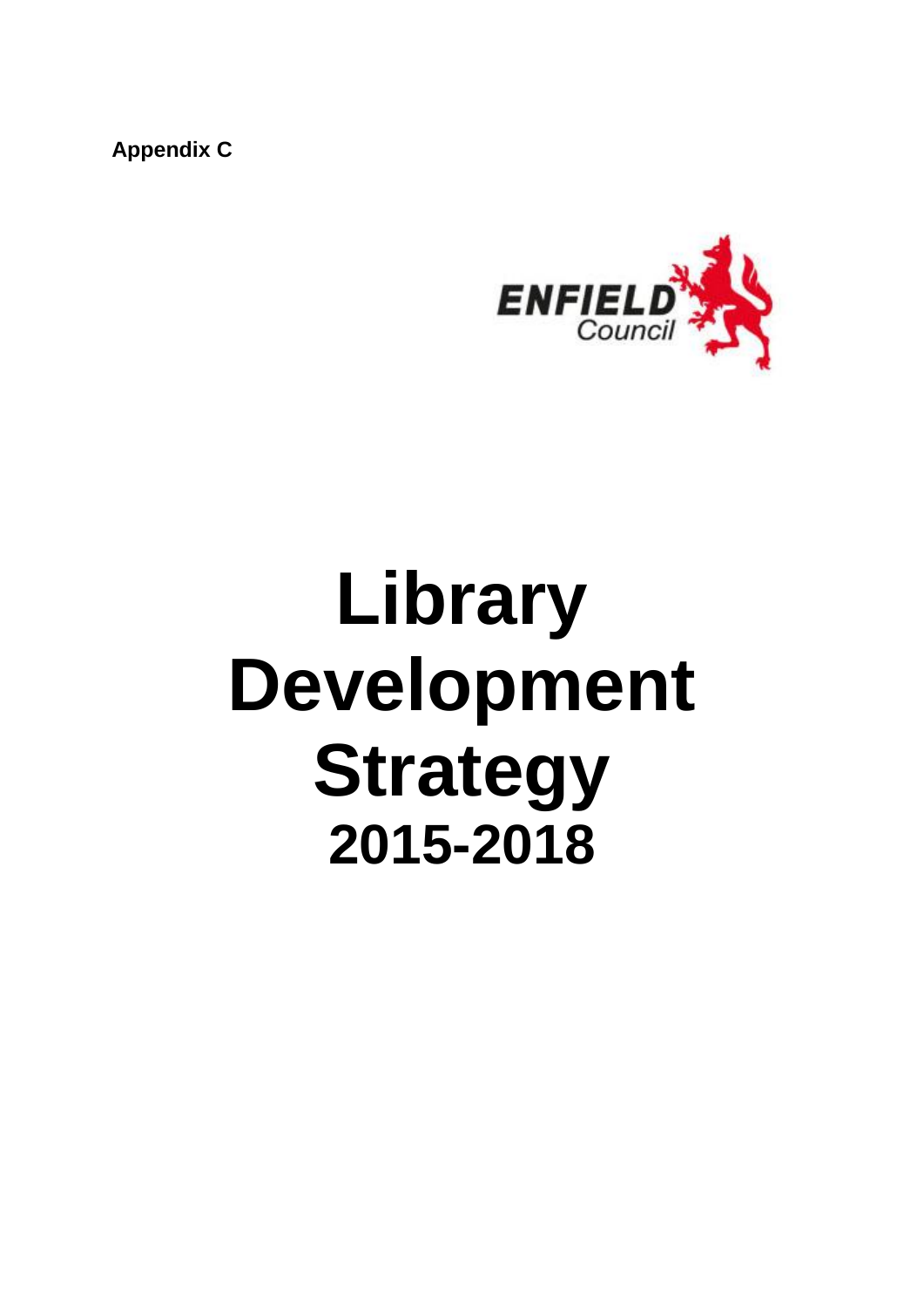**Appendix C**

ENFIELD Council

# Library Development Strategy
## 2015-2018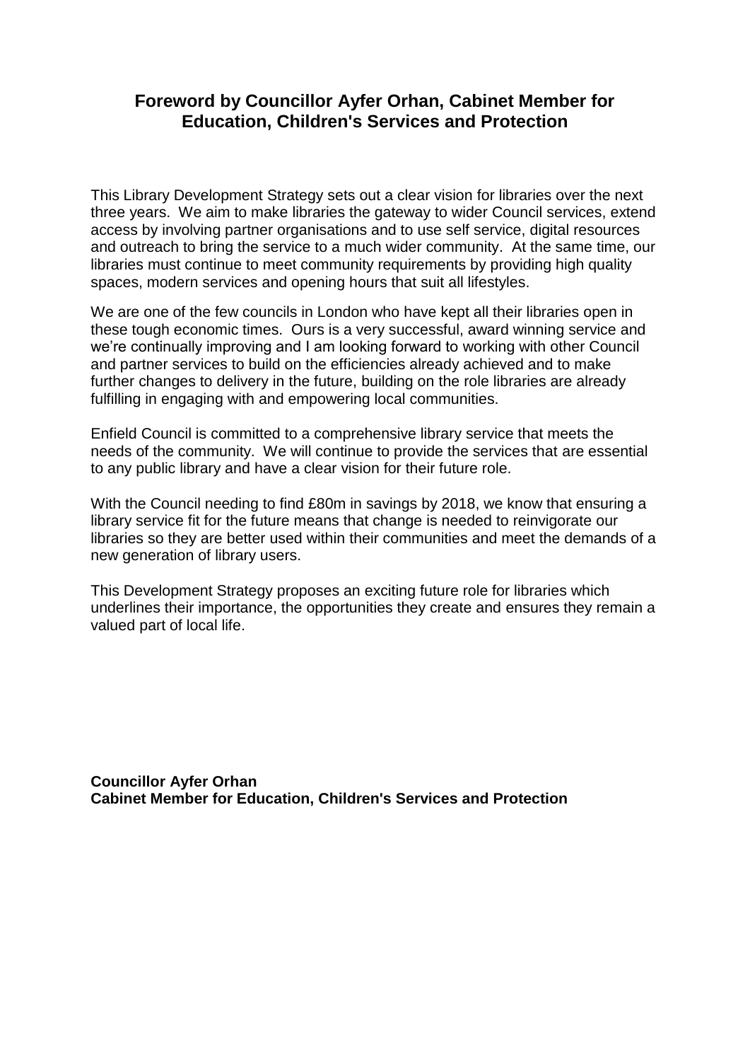## Foreword by Councillor Ayfer Orhan, Cabinet Member for Education, Children's Services and Protection

This Library Development Strategy sets out a clear vision for libraries over the next three years. We aim to make libraries the gateway to wider Council services, extend access by involving partner organisations and to use self service, digital resources and outreach to bring the service to a much wider community. At the same time, our libraries must continue to meet community requirements by providing high quality spaces, modern services and opening hours that suit all lifestyles.

We are one of the few councils in London who have kept all their libraries open in these tough economic times. Ours is a very successful, award winning service and we're continually improving and I am looking forward to working with other Council and partner services to build on the efficiencies already achieved and to make further changes to delivery in the future, building on the role libraries are already fulfilling in engaging with and empowering local communities.

Enfield Council is committed to a comprehensive library service that meets the needs of the community. We will continue to provide the services that are essential to any public library and have a clear vision for their future role.

With the Council needing to find £80m in savings by 2018, we know that ensuring a library service fit for the future means that change is needed to reinvigorate our libraries so they are better used within their communities and meet the demands of a new generation of library users.

This Development Strategy proposes an exciting future role for libraries which underlines their importance, the opportunities they create and ensures they remain a valued part of local life.

**Councillor Ayfer Orhan**
**Cabinet Member for Education, Children's Services and Protection**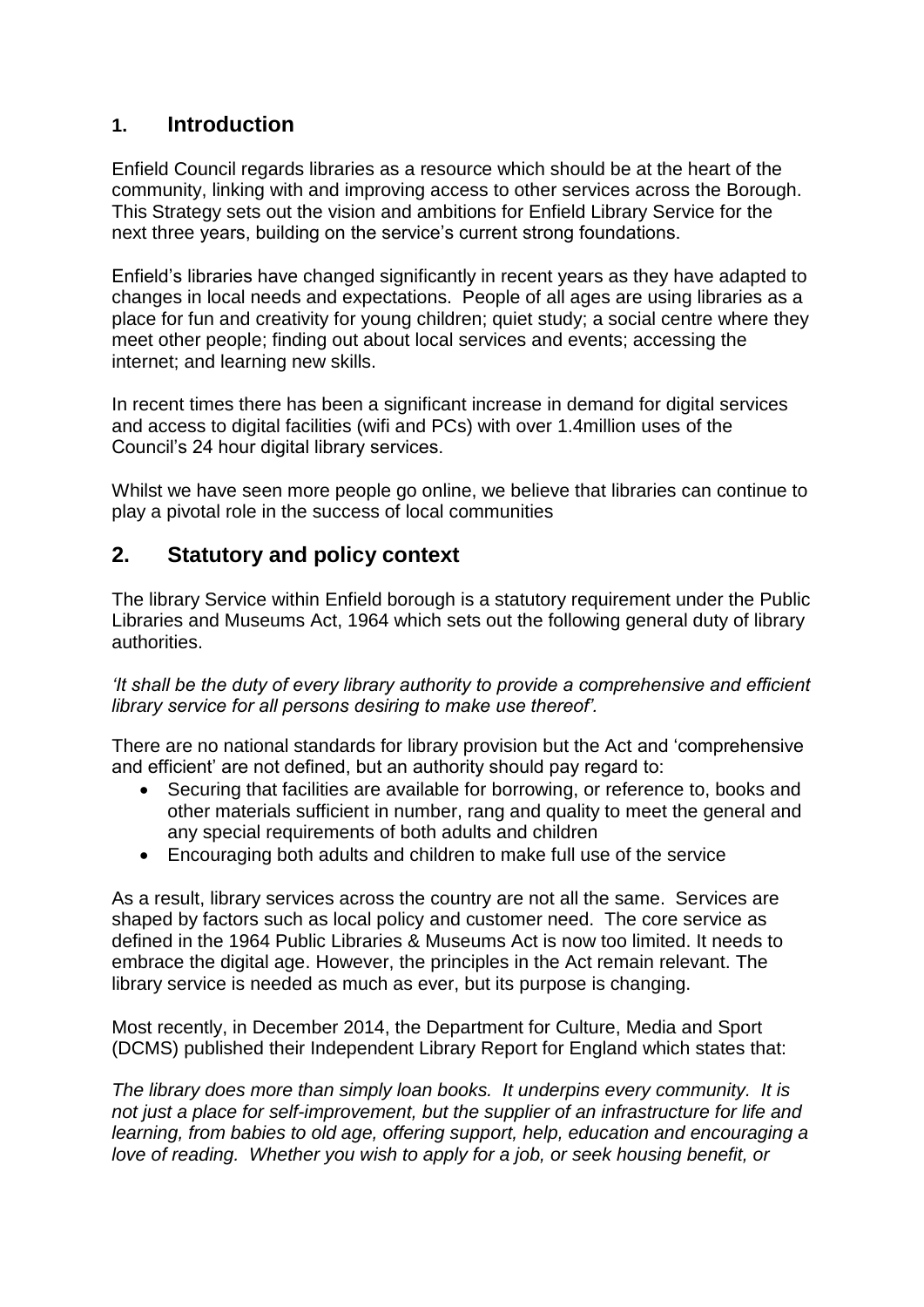## 1. Introduction

Enfield Council regards libraries as a resource which should be at the heart of the community, linking with and improving access to other services across the Borough. This Strategy sets out the vision and ambitions for Enfield Library Service for the next three years, building on the service's current strong foundations.

Enfield's libraries have changed significantly in recent years as they have adapted to changes in local needs and expectations. People of all ages are using libraries as a place for fun and creativity for young children; quiet study; a social centre where they meet other people; finding out about local services and events; accessing the internet; and learning new skills.

In recent times there has been a significant increase in demand for digital services and access to digital facilities (wifi and PCs) with over 1.4million uses of the Council's 24 hour digital library services.

Whilst we have seen more people go online, we believe that libraries can continue to play a pivotal role in the success of local communities

## 2. Statutory and policy context

The library Service within Enfield borough is a statutory requirement under the Public Libraries and Museums Act, 1964 which sets out the following general duty of library authorities.

*'It shall be the duty of every library authority to provide a comprehensive and efficient library service for all persons desiring to make use thereof'.*

There are no national standards for library provision but the Act and 'comprehensive and efficient' are not defined, but an authority should pay regard to:

- Securing that facilities are available for borrowing, or reference to, books and other materials sufficient in number, rang and quality to meet the general and any special requirements of both adults and children
- Encouraging both adults and children to make full use of the service

As a result, library services across the country are not all the same. Services are shaped by factors such as local policy and customer need. The core service as defined in the 1964 Public Libraries & Museums Act is now too limited. It needs to embrace the digital age. However, the principles in the Act remain relevant. The library service is needed as much as ever, but its purpose is changing.

Most recently, in December 2014, the Department for Culture, Media and Sport (DCMS) published their Independent Library Report for England which states that:

*The library does more than simply loan books. It underpins every community. It is not just a place for self-improvement, but the supplier of an infrastructure for life and learning, from babies to old age, offering support, help, education and encouraging a love of reading. Whether you wish to apply for a job, or seek housing benefit, or*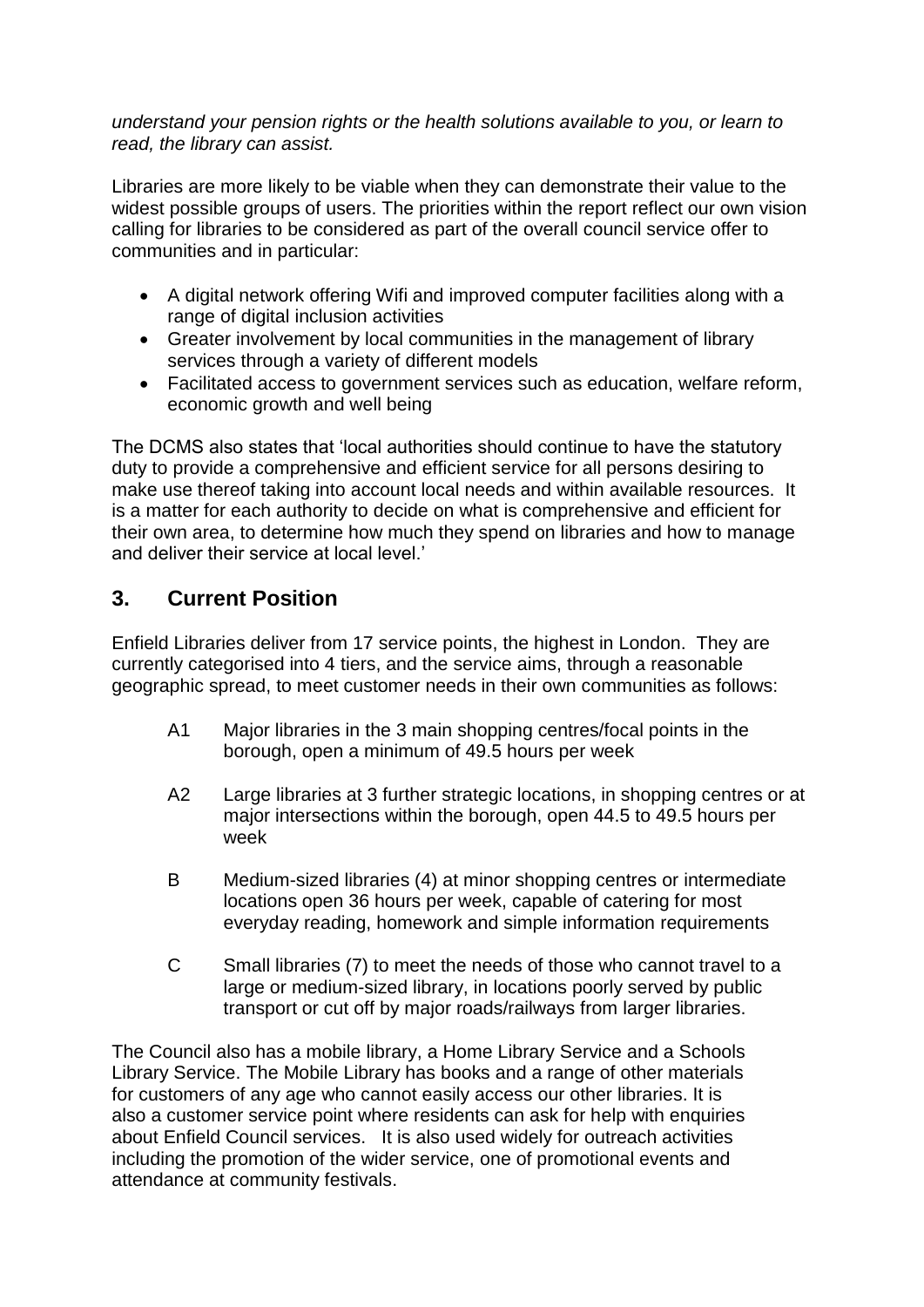*understand your pension rights or the health solutions available to you, or learn to read, the library can assist.*

Libraries are more likely to be viable when they can demonstrate their value to the widest possible groups of users. The priorities within the report reflect our own vision calling for libraries to be considered as part of the overall council service offer to communities and in particular:

- A digital network offering Wifi and improved computer facilities along with a range of digital inclusion activities
- Greater involvement by local communities in the management of library services through a variety of different models
- Facilitated access to government services such as education, welfare reform, economic growth and well being

The DCMS also states that 'local authorities should continue to have the statutory duty to provide a comprehensive and efficient service for all persons desiring to make use thereof taking into account local needs and within available resources. It is a matter for each authority to decide on what is comprehensive and efficient for their own area, to determine how much they spend on libraries and how to manage and deliver their service at local level.'

## 3. Current Position

Enfield Libraries deliver from 17 service points, the highest in London. They are currently categorised into 4 tiers, and the service aims, through a reasonable geographic spread, to meet customer needs in their own communities as follows:

A1 Major libraries in the 3 main shopping centres/focal points in the borough, open a minimum of 49.5 hours per week

A2 Large libraries at 3 further strategic locations, in shopping centres or at major intersections within the borough, open 44.5 to 49.5 hours per week

B Medium-sized libraries (4) at minor shopping centres or intermediate locations open 36 hours per week, capable of catering for most everyday reading, homework and simple information requirements

C Small libraries (7) to meet the needs of those who cannot travel to a large or medium-sized library, in locations poorly served by public transport or cut off by major roads/railways from larger libraries.

The Council also has a mobile library, a Home Library Service and a Schools Library Service. The Mobile Library has books and a range of other materials for customers of any age who cannot easily access our other libraries. It is also a customer service point where residents can ask for help with enquiries about Enfield Council services. It is also used widely for outreach activities including the promotion of the wider service, one of promotional events and attendance at community festivals.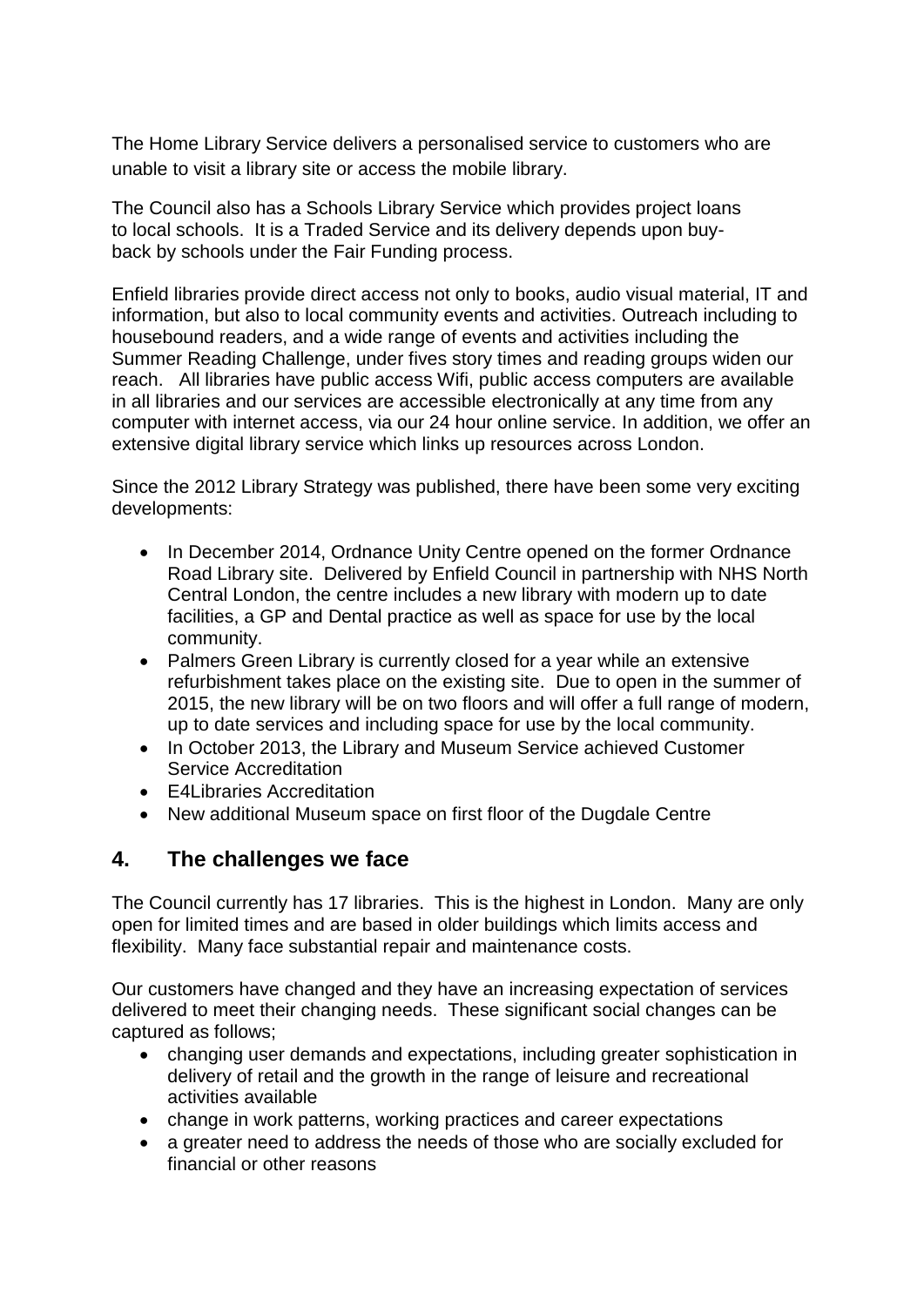The Home Library Service delivers a personalised service to customers who are unable to visit a library site or access the mobile library.

The Council also has a Schools Library Service which provides project loans to local schools. It is a Traded Service and its delivery depends upon buy-back by schools under the Fair Funding process.

Enfield libraries provide direct access not only to books, audio visual material, IT and information, but also to local community events and activities. Outreach including to housebound readers, and a wide range of events and activities including the Summer Reading Challenge, under fives story times and reading groups widen our reach. All libraries have public access Wifi, public access computers are available in all libraries and our services are accessible electronically at any time from any computer with internet access, via our 24 hour online service. In addition, we offer an extensive digital library service which links up resources across London.

Since the 2012 Library Strategy was published, there have been some very exciting developments:

- In December 2014, Ordnance Unity Centre opened on the former Ordnance Road Library site. Delivered by Enfield Council in partnership with NHS North Central London, the centre includes a new library with modern up to date facilities, a GP and Dental practice as well as space for use by the local community.
- Palmers Green Library is currently closed for a year while an extensive refurbishment takes place on the existing site. Due to open in the summer of 2015, the new library will be on two floors and will offer a full range of modern, up to date services and including space for use by the local community.
- In October 2013, the Library and Museum Service achieved Customer Service Accreditation
- E4Libraries Accreditation
- New additional Museum space on first floor of the Dugdale Centre

## 4. The challenges we face

The Council currently has 17 libraries. This is the highest in London. Many are only open for limited times and are based in older buildings which limits access and flexibility. Many face substantial repair and maintenance costs.

Our customers have changed and they have an increasing expectation of services delivered to meet their changing needs. These significant social changes can be captured as follows;

- changing user demands and expectations, including greater sophistication in delivery of retail and the growth in the range of leisure and recreational activities available
- change in work patterns, working practices and career expectations
- a greater need to address the needs of those who are socially excluded for financial or other reasons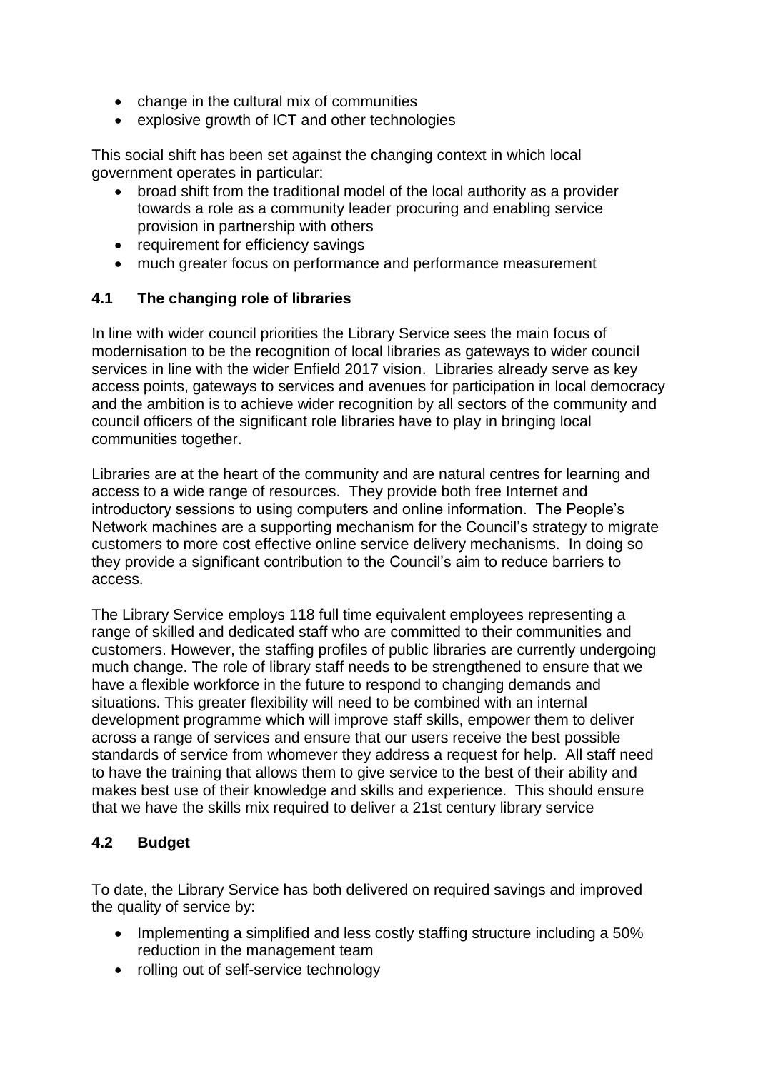- change in the cultural mix of communities
- explosive growth of ICT and other technologies

This social shift has been set against the changing context in which local government operates in particular:

- broad shift from the traditional model of the local authority as a provider towards a role as a community leader procuring and enabling service provision in partnership with others
- requirement for efficiency savings
- much greater focus on performance and performance measurement

### 4.1 The changing role of libraries

In line with wider council priorities the Library Service sees the main focus of modernisation to be the recognition of local libraries as gateways to wider council services in line with the wider Enfield 2017 vision. Libraries already serve as key access points, gateways to services and avenues for participation in local democracy and the ambition is to achieve wider recognition by all sectors of the community and council officers of the significant role libraries have to play in bringing local communities together.

Libraries are at the heart of the community and are natural centres for learning and access to a wide range of resources. They provide both free Internet and introductory sessions to using computers and online information. The People's Network machines are a supporting mechanism for the Council's strategy to migrate customers to more cost effective online service delivery mechanisms. In doing so they provide a significant contribution to the Council's aim to reduce barriers to access.

The Library Service employs 118 full time equivalent employees representing a range of skilled and dedicated staff who are committed to their communities and customers. However, the staffing profiles of public libraries are currently undergoing much change. The role of library staff needs to be strengthened to ensure that we have a flexible workforce in the future to respond to changing demands and situations. This greater flexibility will need to be combined with an internal development programme which will improve staff skills, empower them to deliver across a range of services and ensure that our users receive the best possible standards of service from whomever they address a request for help. All staff need to have the training that allows them to give service to the best of their ability and makes best use of their knowledge and skills and experience. This should ensure that we have the skills mix required to deliver a 21st century library service

### 4.2 Budget

To date, the Library Service has both delivered on required savings and improved the quality of service by:

- Implementing a simplified and less costly staffing structure including a 50% reduction in the management team
- rolling out of self-service technology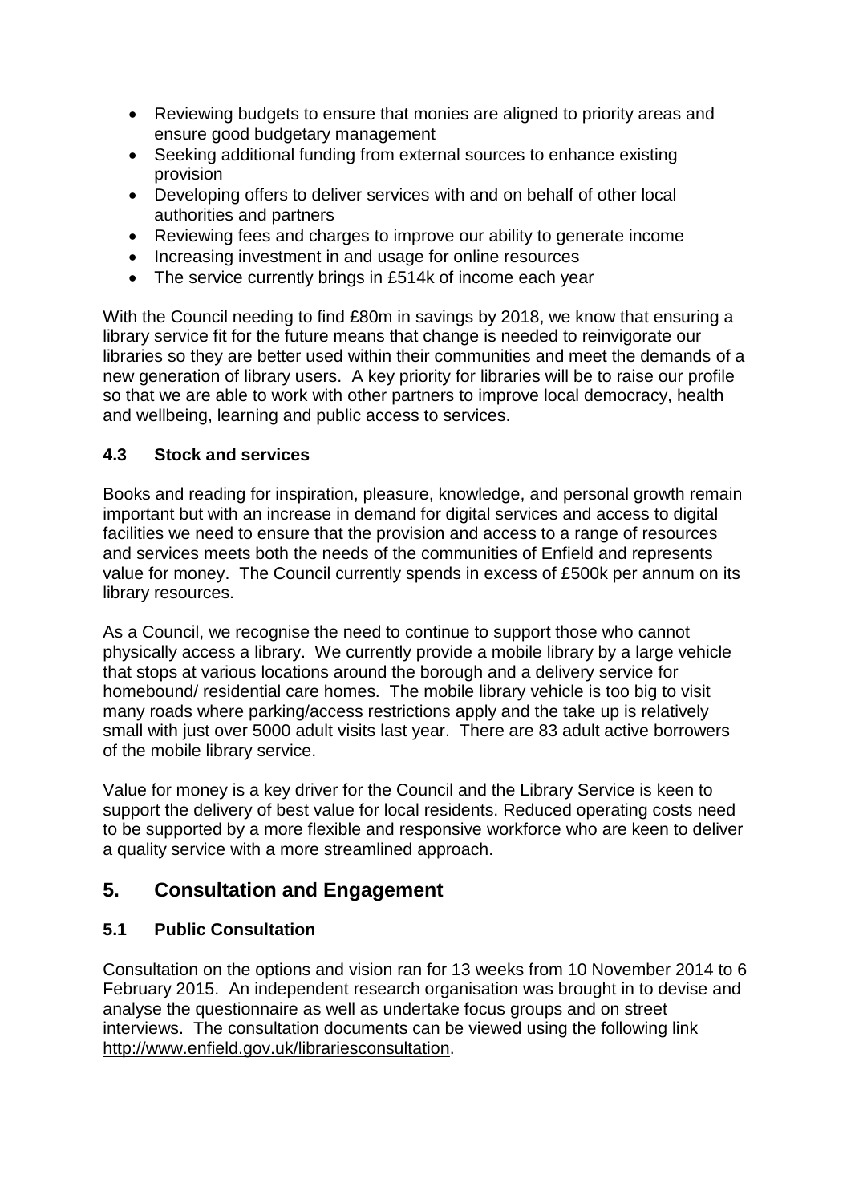- Reviewing budgets to ensure that monies are aligned to priority areas and ensure good budgetary management
- Seeking additional funding from external sources to enhance existing provision
- Developing offers to deliver services with and on behalf of other local authorities and partners
- Reviewing fees and charges to improve our ability to generate income
- Increasing investment in and usage for online resources
- The service currently brings in £514k of income each year

With the Council needing to find £80m in savings by 2018, we know that ensuring a library service fit for the future means that change is needed to reinvigorate our libraries so they are better used within their communities and meet the demands of a new generation of library users. A key priority for libraries will be to raise our profile so that we are able to work with other partners to improve local democracy, health and wellbeing, learning and public access to services.

### 4.3 Stock and services

Books and reading for inspiration, pleasure, knowledge, and personal growth remain important but with an increase in demand for digital services and access to digital facilities we need to ensure that the provision and access to a range of resources and services meets both the needs of the communities of Enfield and represents value for money. The Council currently spends in excess of £500k per annum on its library resources.

As a Council, we recognise the need to continue to support those who cannot physically access a library. We currently provide a mobile library by a large vehicle that stops at various locations around the borough and a delivery service for homebound/ residential care homes. The mobile library vehicle is too big to visit many roads where parking/access restrictions apply and the take up is relatively small with just over 5000 adult visits last year. There are 83 adult active borrowers of the mobile library service.

Value for money is a key driver for the Council and the Library Service is keen to support the delivery of best value for local residents. Reduced operating costs need to be supported by a more flexible and responsive workforce who are keen to deliver a quality service with a more streamlined approach.

## 5. Consultation and Engagement

### 5.1 Public Consultation

Consultation on the options and vision ran for 13 weeks from 10 November 2014 to 6 February 2015. An independent research organisation was brought in to devise and analyse the questionnaire as well as undertake focus groups and on street interviews. The consultation documents can be viewed using the following link http://www.enfield.gov.uk/librariesconsultation.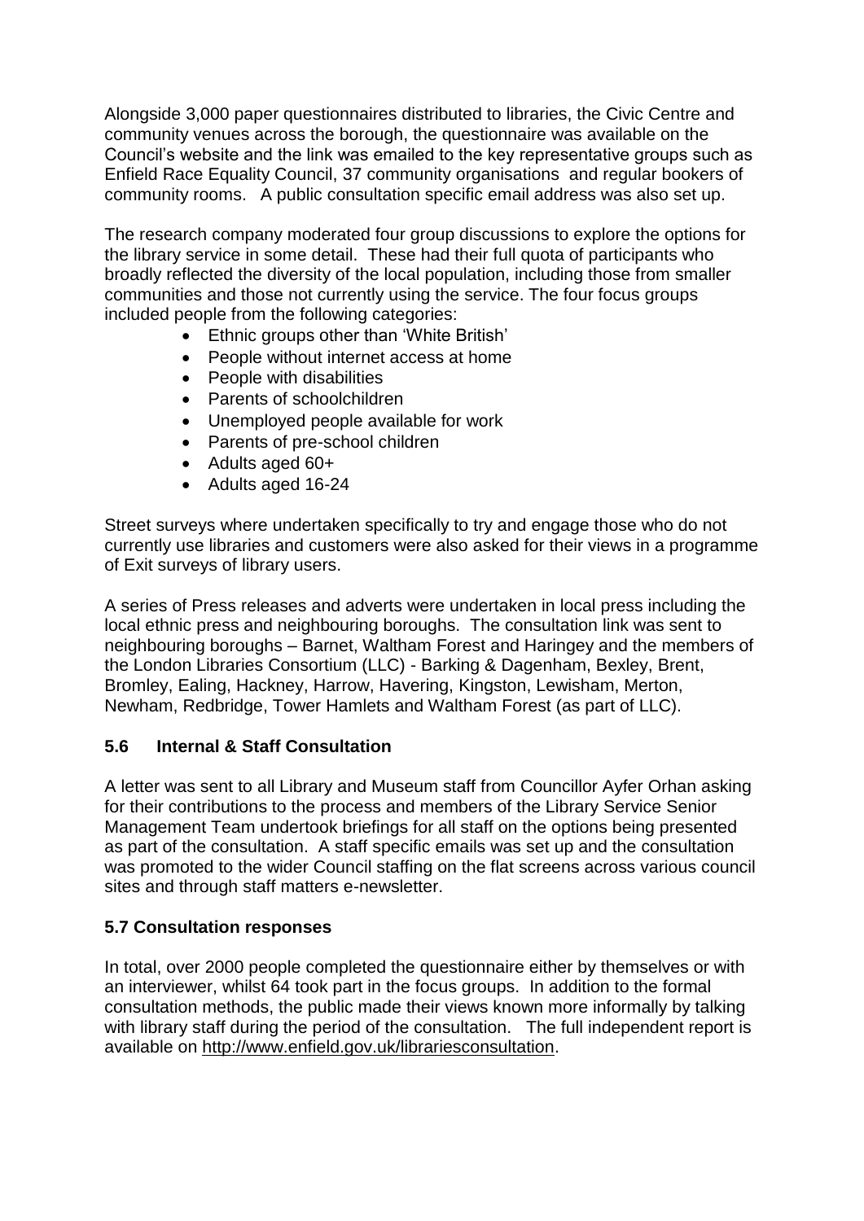Alongside 3,000 paper questionnaires distributed to libraries, the Civic Centre and community venues across the borough, the questionnaire was available on the Council's website and the link was emailed to the key representative groups such as Enfield Race Equality Council, 37 community organisations and regular bookers of community rooms. A public consultation specific email address was also set up.

The research company moderated four group discussions to explore the options for the library service in some detail. These had their full quota of participants who broadly reflected the diversity of the local population, including those from smaller communities and those not currently using the service. The four focus groups included people from the following categories:

- Ethnic groups other than 'White British'
- People without internet access at home
- People with disabilities
- Parents of schoolchildren
- Unemployed people available for work
- Parents of pre-school children
- Adults aged 60+
- Adults aged 16-24

Street surveys where undertaken specifically to try and engage those who do not currently use libraries and customers were also asked for their views in a programme of Exit surveys of library users.

A series of Press releases and adverts were undertaken in local press including the local ethnic press and neighbouring boroughs. The consultation link was sent to neighbouring boroughs – Barnet, Waltham Forest and Haringey and the members of the London Libraries Consortium (LLC) - Barking & Dagenham, Bexley, Brent, Bromley, Ealing, Hackney, Harrow, Havering, Kingston, Lewisham, Merton, Newham, Redbridge, Tower Hamlets and Waltham Forest (as part of LLC).

### 5.6 Internal & Staff Consultation

A letter was sent to all Library and Museum staff from Councillor Ayfer Orhan asking for their contributions to the process and members of the Library Service Senior Management Team undertook briefings for all staff on the options being presented as part of the consultation. A staff specific emails was set up and the consultation was promoted to the wider Council staffing on the flat screens across various council sites and through staff matters e-newsletter.

### 5.7 Consultation responses

In total, over 2000 people completed the questionnaire either by themselves or with an interviewer, whilst 64 took part in the focus groups. In addition to the formal consultation methods, the public made their views known more informally by talking with library staff during the period of the consultation. The full independent report is available on http://www.enfield.gov.uk/librariesconsultation.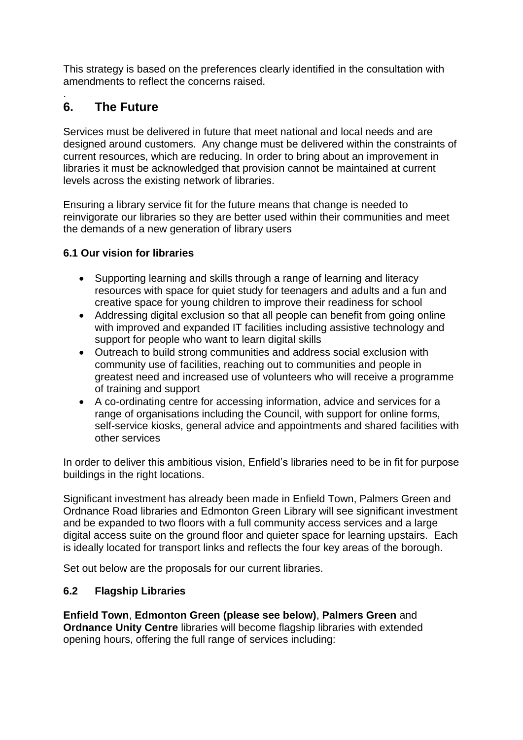This strategy is based on the preferences clearly identified in the consultation with amendments to reflect the concerns raised.

.

## 6. The Future

Services must be delivered in future that meet national and local needs and are designed around customers. Any change must be delivered within the constraints of current resources, which are reducing. In order to bring about an improvement in libraries it must be acknowledged that provision cannot be maintained at current levels across the existing network of libraries.

Ensuring a library service fit for the future means that change is needed to reinvigorate our libraries so they are better used within their communities and meet the demands of a new generation of library users

### 6.1 Our vision for libraries

- Supporting learning and skills through a range of learning and literacy resources with space for quiet study for teenagers and adults and a fun and creative space for young children to improve their readiness for school
- Addressing digital exclusion so that all people can benefit from going online with improved and expanded IT facilities including assistive technology and support for people who want to learn digital skills
- Outreach to build strong communities and address social exclusion with community use of facilities, reaching out to communities and people in greatest need and increased use of volunteers who will receive a programme of training and support
- A co-ordinating centre for accessing information, advice and services for a range of organisations including the Council, with support for online forms, self-service kiosks, general advice and appointments and shared facilities with other services

In order to deliver this ambitious vision, Enfield's libraries need to be in fit for purpose buildings in the right locations.

Significant investment has already been made in Enfield Town, Palmers Green and Ordnance Road libraries and Edmonton Green Library will see significant investment and be expanded to two floors with a full community access services and a large digital access suite on the ground floor and quieter space for learning upstairs. Each is ideally located for transport links and reflects the four key areas of the borough.

Set out below are the proposals for our current libraries.

### 6.2 Flagship Libraries

**Enfield Town**, **Edmonton Green (please see below)**, **Palmers Green** and **Ordnance Unity Centre** libraries will become flagship libraries with extended opening hours, offering the full range of services including: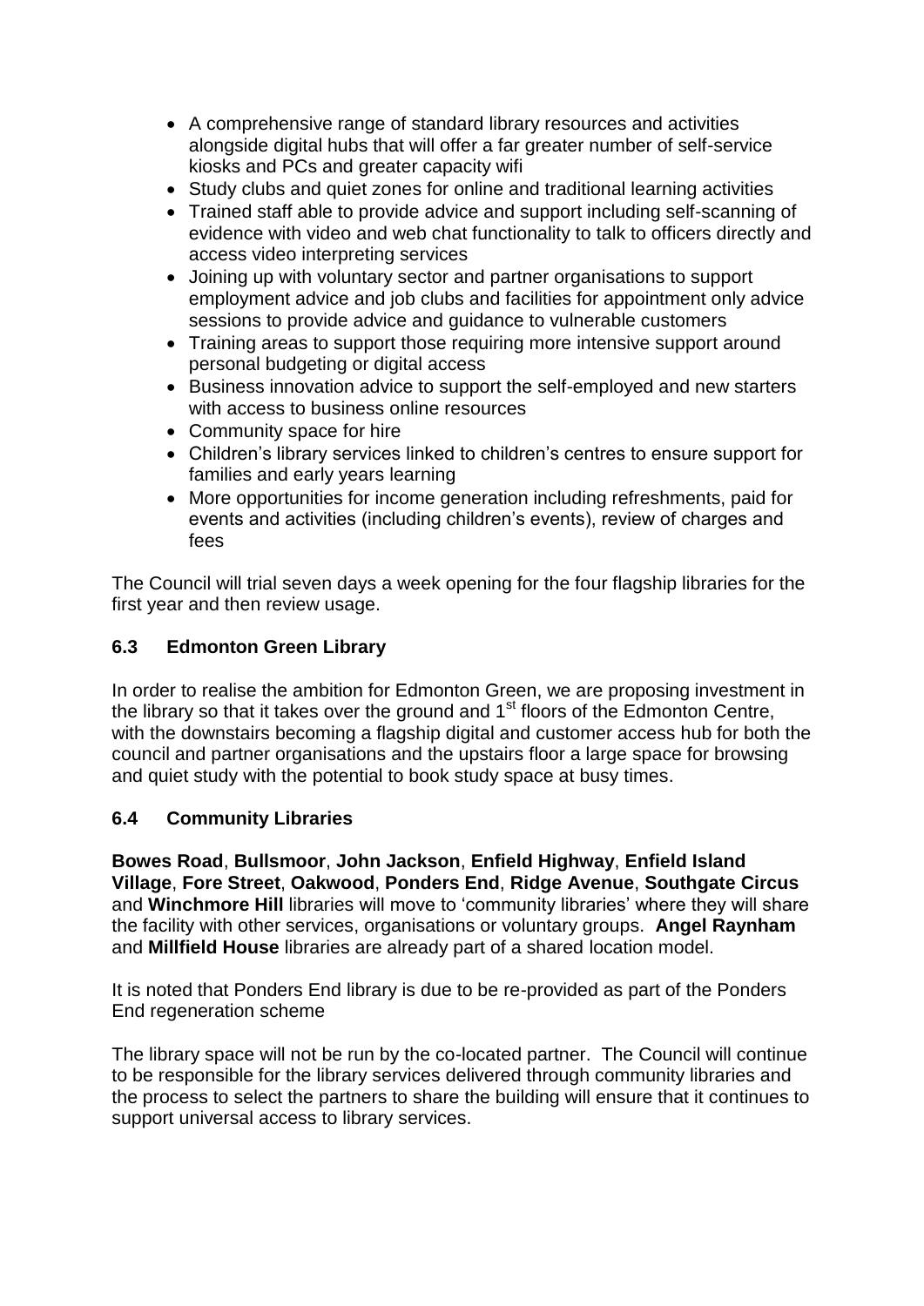- A comprehensive range of standard library resources and activities alongside digital hubs that will offer a far greater number of self-service kiosks and PCs and greater capacity wifi
- Study clubs and quiet zones for online and traditional learning activities
- Trained staff able to provide advice and support including self-scanning of evidence with video and web chat functionality to talk to officers directly and access video interpreting services
- Joining up with voluntary sector and partner organisations to support employment advice and job clubs and facilities for appointment only advice sessions to provide advice and guidance to vulnerable customers
- Training areas to support those requiring more intensive support around personal budgeting or digital access
- Business innovation advice to support the self-employed and new starters with access to business online resources
- Community space for hire
- Children's library services linked to children's centres to ensure support for families and early years learning
- More opportunities for income generation including refreshments, paid for events and activities (including children's events), review of charges and fees

The Council will trial seven days a week opening for the four flagship libraries for the first year and then review usage.

### 6.3 Edmonton Green Library

In order to realise the ambition for Edmonton Green, we are proposing investment in the library so that it takes over the ground and 1st floors of the Edmonton Centre, with the downstairs becoming a flagship digital and customer access hub for both the council and partner organisations and the upstairs floor a large space for browsing and quiet study with the potential to book study space at busy times.

### 6.4 Community Libraries

**Bowes Road**, **Bullsmoor**, **John Jackson**, **Enfield Highway**, **Enfield Island Village**, **Fore Street**, **Oakwood**, **Ponders End**, **Ridge Avenue**, **Southgate Circus** and **Winchmore Hill** libraries will move to 'community libraries' where they will share the facility with other services, organisations or voluntary groups. **Angel Raynham** and **Millfield House** libraries are already part of a shared location model.

It is noted that Ponders End library is due to be re-provided as part of the Ponders End regeneration scheme

The library space will not be run by the co-located partner. The Council will continue to be responsible for the library services delivered through community libraries and the process to select the partners to share the building will ensure that it continues to support universal access to library services.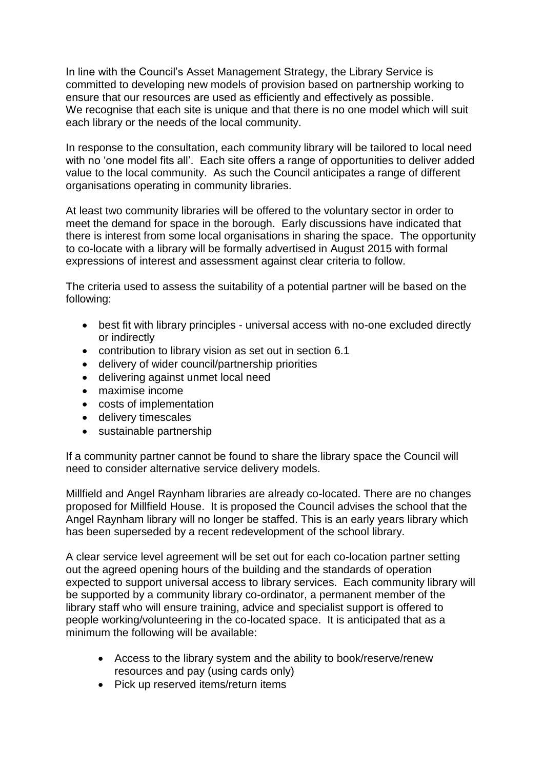In line with the Council's Asset Management Strategy, the Library Service is committed to developing new models of provision based on partnership working to ensure that our resources are used as efficiently and effectively as possible. We recognise that each site is unique and that there is no one model which will suit each library or the needs of the local community.

In response to the consultation, each community library will be tailored to local need with no 'one model fits all'. Each site offers a range of opportunities to deliver added value to the local community. As such the Council anticipates a range of different organisations operating in community libraries.

At least two community libraries will be offered to the voluntary sector in order to meet the demand for space in the borough. Early discussions have indicated that there is interest from some local organisations in sharing the space. The opportunity to co-locate with a library will be formally advertised in August 2015 with formal expressions of interest and assessment against clear criteria to follow.

The criteria used to assess the suitability of a potential partner will be based on the following:

- best fit with library principles - universal access with no-one excluded directly or indirectly
- contribution to library vision as set out in section 6.1
- delivery of wider council/partnership priorities
- delivering against unmet local need
- maximise income
- costs of implementation
- delivery timescales
- sustainable partnership

If a community partner cannot be found to share the library space the Council will need to consider alternative service delivery models.

Millfield and Angel Raynham libraries are already co-located. There are no changes proposed for Millfield House. It is proposed the Council advises the school that the Angel Raynham library will no longer be staffed. This is an early years library which has been superseded by a recent redevelopment of the school library.

A clear service level agreement will be set out for each co-location partner setting out the agreed opening hours of the building and the standards of operation expected to support universal access to library services. Each community library will be supported by a community library co-ordinator, a permanent member of the library staff who will ensure training, advice and specialist support is offered to people working/volunteering in the co-located space. It is anticipated that as a minimum the following will be available:

- Access to the library system and the ability to book/reserve/renew resources and pay (using cards only)
- Pick up reserved items/return items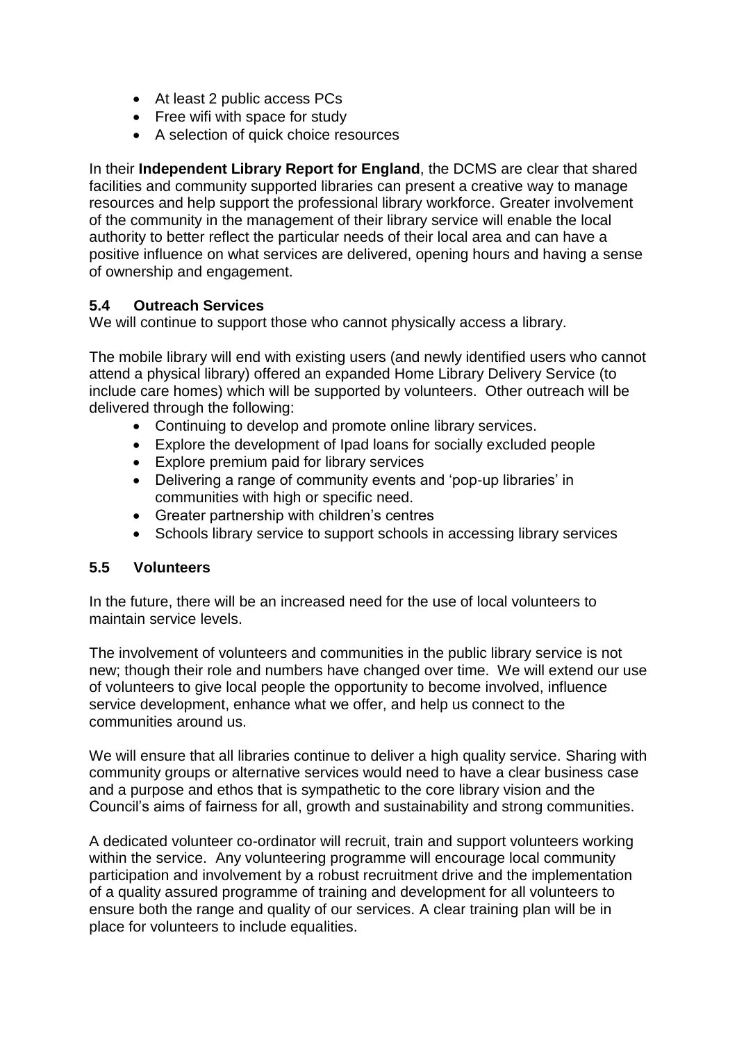- At least 2 public access PCs
- Free wifi with space for study
- A selection of quick choice resources

In their **Independent Library Report for England**, the DCMS are clear that shared facilities and community supported libraries can present a creative way to manage resources and help support the professional library workforce. Greater involvement of the community in the management of their library service will enable the local authority to better reflect the particular needs of their local area and can have a positive influence on what services are delivered, opening hours and having a sense of ownership and engagement.

### 5.4 Outreach Services

We will continue to support those who cannot physically access a library.

The mobile library will end with existing users (and newly identified users who cannot attend a physical library) offered an expanded Home Library Delivery Service (to include care homes) which will be supported by volunteers. Other outreach will be delivered through the following:

- Continuing to develop and promote online library services.
- Explore the development of Ipad loans for socially excluded people
- Explore premium paid for library services
- Delivering a range of community events and 'pop-up libraries' in communities with high or specific need.
- Greater partnership with children's centres
- Schools library service to support schools in accessing library services

### 5.5 Volunteers

In the future, there will be an increased need for the use of local volunteers to maintain service levels.

The involvement of volunteers and communities in the public library service is not new; though their role and numbers have changed over time. We will extend our use of volunteers to give local people the opportunity to become involved, influence service development, enhance what we offer, and help us connect to the communities around us.

We will ensure that all libraries continue to deliver a high quality service. Sharing with community groups or alternative services would need to have a clear business case and a purpose and ethos that is sympathetic to the core library vision and the Council's aims of fairness for all, growth and sustainability and strong communities.

A dedicated volunteer co-ordinator will recruit, train and support volunteers working within the service. Any volunteering programme will encourage local community participation and involvement by a robust recruitment drive and the implementation of a quality assured programme of training and development for all volunteers to ensure both the range and quality of our services. A clear training plan will be in place for volunteers to include equalities.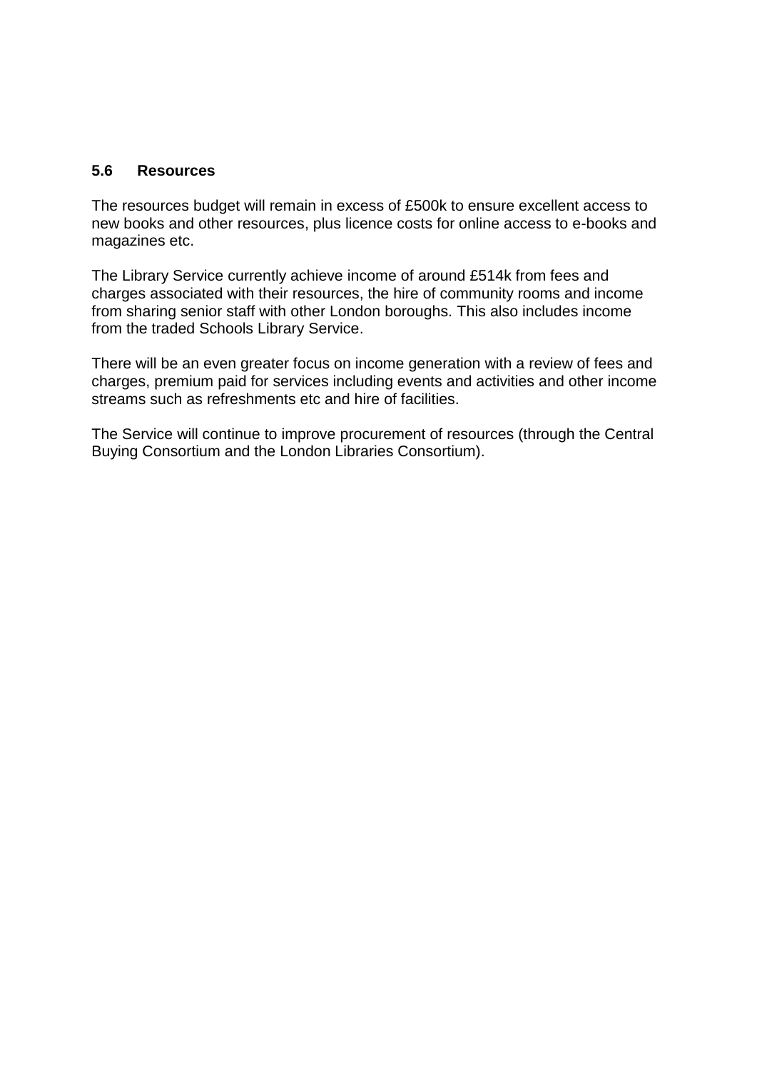### 5.6 Resources

The resources budget will remain in excess of £500k to ensure excellent access to new books and other resources, plus licence costs for online access to e-books and magazines etc.

The Library Service currently achieve income of around £514k from fees and charges associated with their resources, the hire of community rooms and income from sharing senior staff with other London boroughs. This also includes income from the traded Schools Library Service.

There will be an even greater focus on income generation with a review of fees and charges, premium paid for services including events and activities and other income streams such as refreshments etc and hire of facilities.

The Service will continue to improve procurement of resources (through the Central Buying Consortium and the London Libraries Consortium).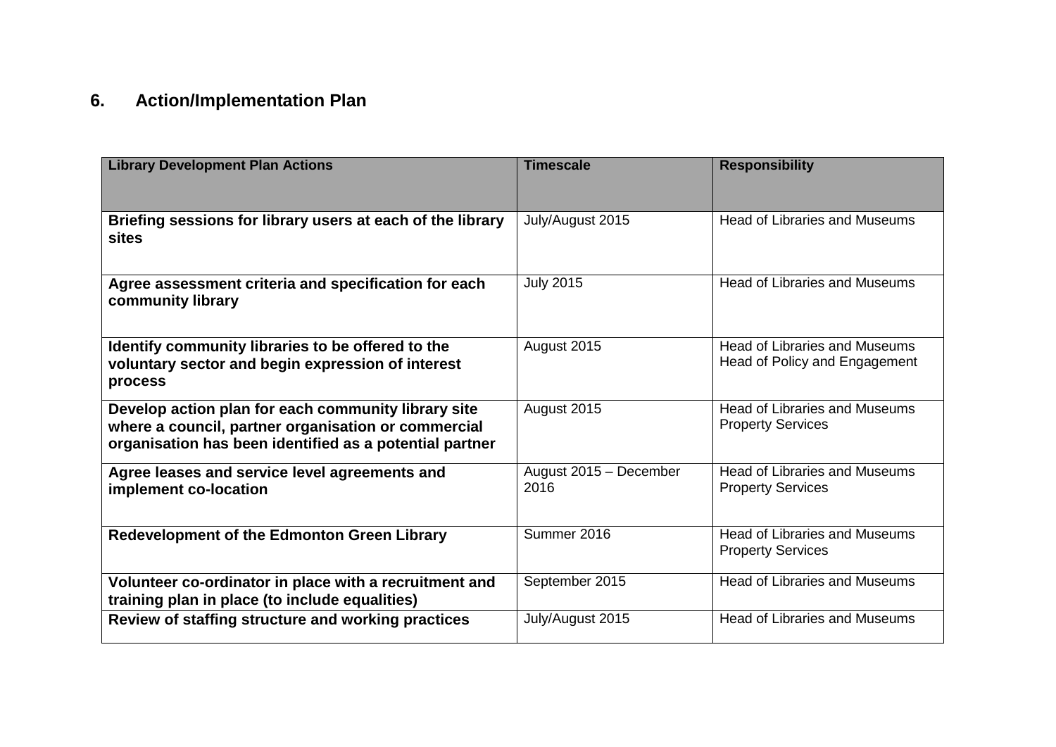## 6. Action/Implementation Plan

| Library Development Plan Actions | Timescale | Responsibility |
|---|---|---|
| **Briefing sessions for library users at each of the library sites** | July/August 2015 | Head of Libraries and Museums |
| **Agree assessment criteria and specification for each community library** | July 2015 | Head of Libraries and Museums |
| **Identify community libraries to be offered to the voluntary sector and begin expression of interest process** | August 2015 | Head of Libraries and Museums<br>Head of Policy and Engagement |
| **Develop action plan for each community library site where a council, partner organisation or commercial organisation has been identified as a potential partner** | August 2015 | Head of Libraries and Museums<br>Property Services |
| **Agree leases and service level agreements and implement co-location** | August 2015 – December 2016 | Head of Libraries and Museums<br>Property Services |
| **Redevelopment of the Edmonton Green Library** | Summer 2016 | Head of Libraries and Museums<br>Property Services |
| **Volunteer co-ordinator in place with a recruitment and training plan in place (to include equalities)** | September 2015 | Head of Libraries and Museums |
| **Review of staffing structure and working practices** | July/August 2015 | Head of Libraries and Museums |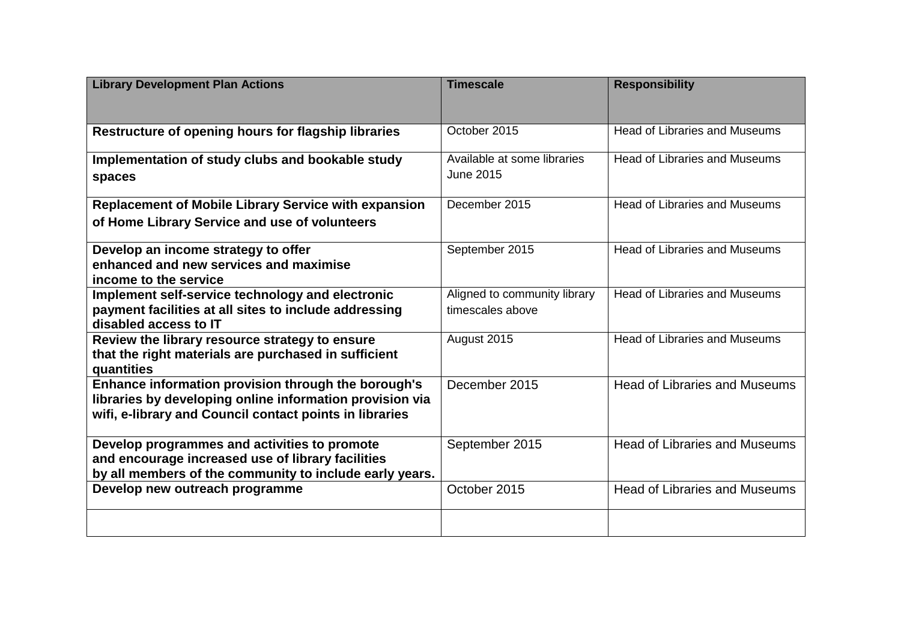| Library Development Plan Actions | Timescale | Responsibility |
|---|---|---|
| **Restructure of opening hours for flagship libraries** | October 2015 | Head of Libraries and Museums |
| **Implementation of study clubs and bookable study spaces** | Available at some libraries June 2015 | Head of Libraries and Museums |
| **Replacement of Mobile Library Service with expansion of Home Library Service and use of volunteers** | December 2015 | Head of Libraries and Museums |
| **Develop an income strategy to offer enhanced and new services and maximise income to the service** | September 2015 | Head of Libraries and Museums |
| **Implement self-service technology and electronic payment facilities at all sites to include addressing disabled access to IT** | Aligned to community library timescales above | Head of Libraries and Museums |
| **Review the library resource strategy to ensure that the right materials are purchased in sufficient quantities** | August 2015 | Head of Libraries and Museums |
| **Enhance information provision through the borough's libraries by developing online information provision via wifi, e-library and Council contact points in libraries** | December 2015 | Head of Libraries and Museums |
| **Develop programmes and activities to promote and encourage increased use of library facilities by all members of the community to include early years.** | September 2015 | Head of Libraries and Museums |
| **Develop new outreach programme** | October 2015 | Head of Libraries and Museums |
| | | |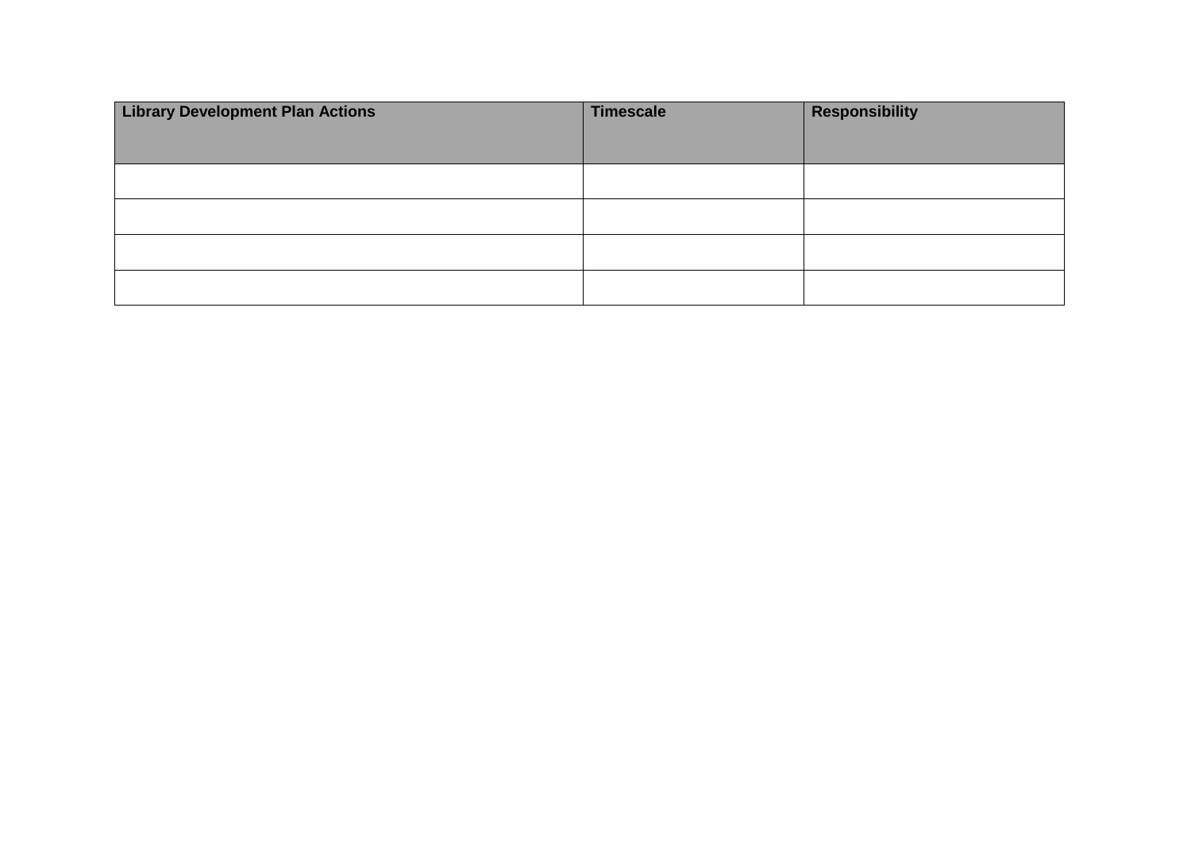| Library Development Plan Actions | Timescale | Responsibility |
| --- | --- | --- |
| | | |
| | | |
| | | |
| | | |